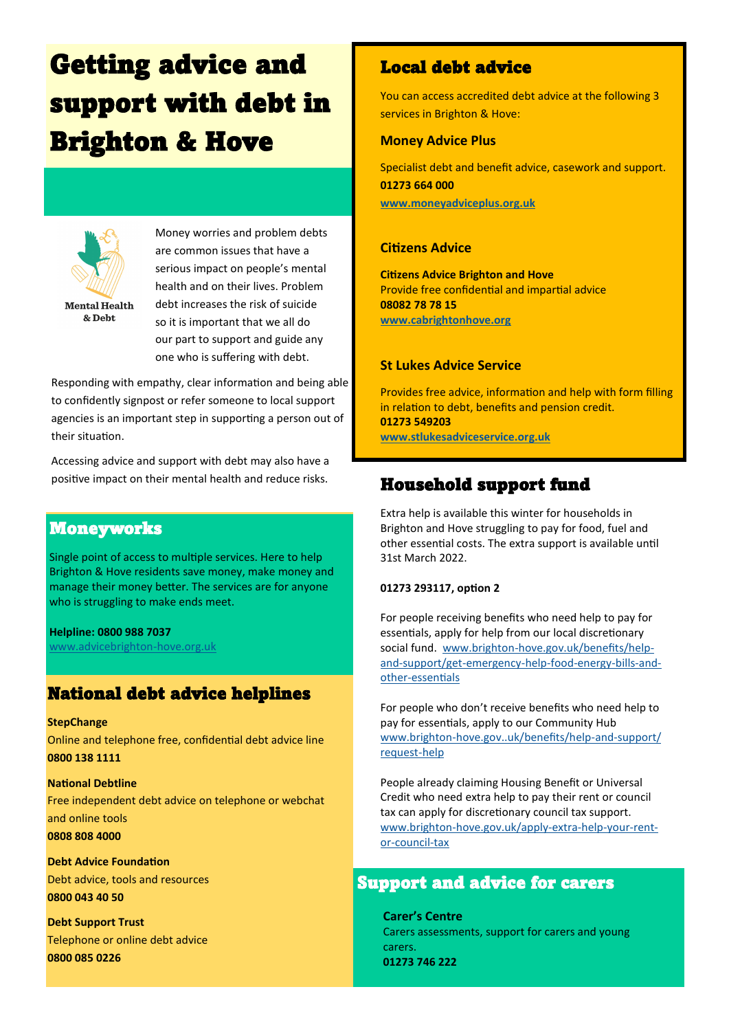# Getting advice and support with debt in Brighton & Hove

Mental Health & Debt

Money worries and problem debts are common issues that have a serious impact on people's mental health and on their lives. Problem debt increases the risk of suicide so it is important that we all do our part to support and guide any one who is suffering with debt.

Responding with empathy, clear information and being able to confidently signpost or refer someone to local support agencies is an important step in supporting a person out of their situation.

Accessing advice and support with debt may also have a positive impact on their mental health and reduce risks.

## Moneyworks

Single point of access to multiple services. Here to help Brighton & Hove residents save money, make money and manage their money better. The services are for anyone who is struggling to make ends meet.

**Helpline: 0800 988 7037**
www.advicebrighton-hove.org.uk

## National debt advice helplines

**StepChange**
Online and telephone free, confidential debt advice line
**0800 138 1111**

**National Debtline**
Free independent debt advice on telephone or webchat and online tools
**0808 808 4000**

**Debt Advice Foundation**
Debt advice, tools and resources
**0800 043 40 50**

**Debt Support Trust**
Telephone or online debt advice
**0800 085 0226**

## Local debt advice

You can access accredited debt advice at the following 3 services in Brighton & Hove:

### Money Advice Plus

Specialist debt and benefit advice, casework and support.
**01273 664 000**
**www.moneyadviceplus.org.uk**

### Citizens Advice

**Citizens Advice Brighton and Hove**
Provide free confidential and impartial advice
**08082 78 78 15**
**www.cabrightonhove.org**

### St Lukes Advice Service

Provides free advice, information and help with form filling in relation to debt, benefits and pension credit.
**01273 549203**
**www.stlukesadviceservice.org.uk**

## Household support fund

Extra help is available this winter for households in Brighton and Hove struggling to pay for food, fuel and other essential costs. The extra support is available until 31st March 2022.

**01273 293117, option 2**

For people receiving benefits who need help to pay for essentials, apply for help from our local discretionary social fund. www.brighton-hove.gov.uk/benefits/help-and-support/get-emergency-help-food-energy-bills-and-other-essentials

For people who don't receive benefits who need help to pay for essentials, apply to our Community Hub www.brighton-hove.gov..uk/benefits/help-and-support/request-help

People already claiming Housing Benefit or Universal Credit who need extra help to pay their rent or council tax can apply for discretionary council tax support. www.brighton-hove.gov.uk/apply-extra-help-your-rent-or-council-tax

## Support and advice for carers

**Carer's Centre**
Carers assessments, support for carers and young carers.
**01273 746 222**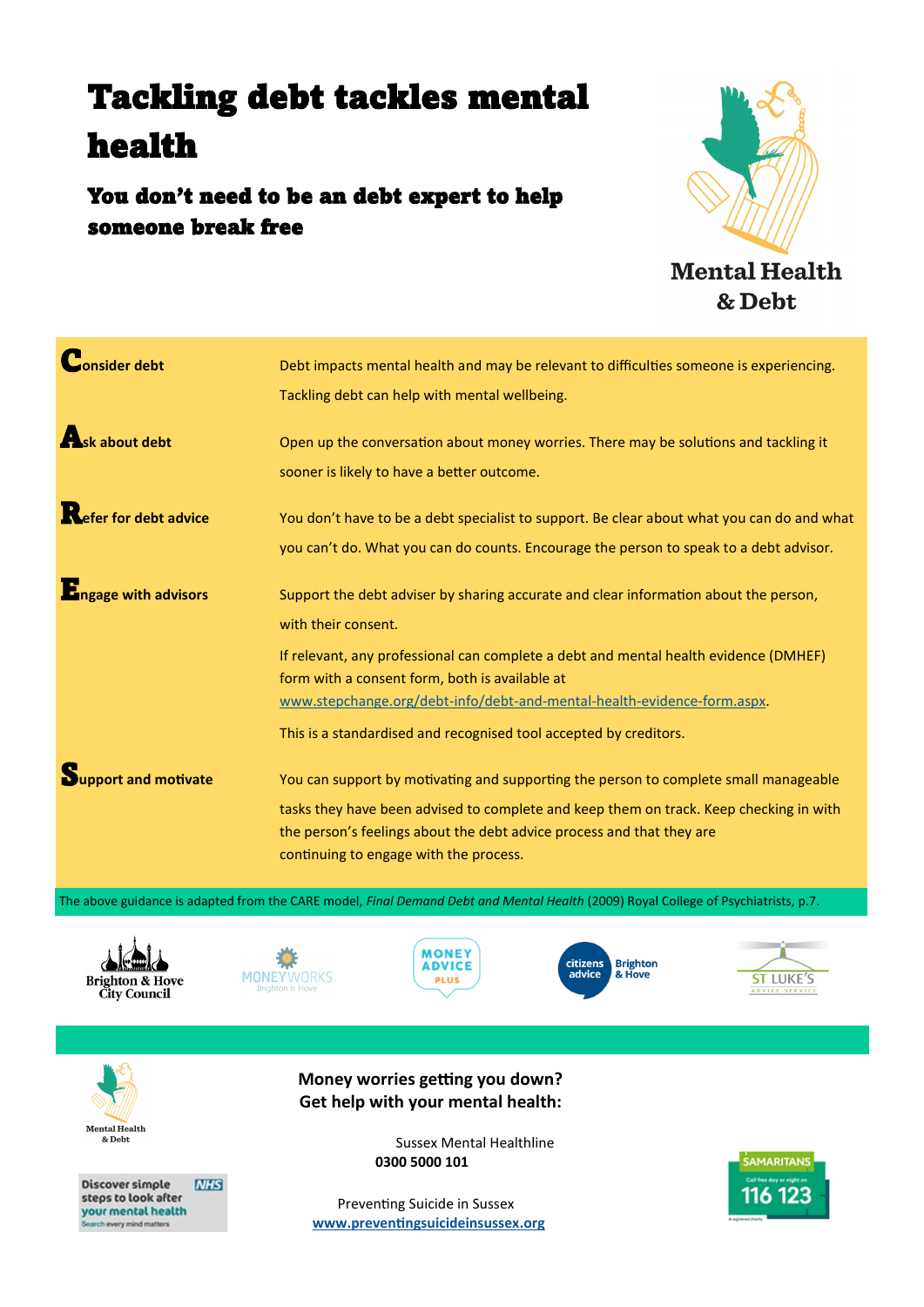# Tackling debt tackles mental health

## You don't need to be an debt expert to help someone break free

Mental Health & Debt

| | |
|---|---|
| **Consider debt** | Debt impacts mental health and may be relevant to difficulties someone is experiencing. Tackling debt can help with mental wellbeing. |
| **Ask about debt** | Open up the conversation about money worries. There may be solutions and tackling it sooner is likely to have a better outcome. |
| **Refer for debt advice** | You don't have to be a debt specialist to support. Be clear about what you can do and what you can't do. What you can do counts. Encourage the person to speak to a debt advisor. |
| **Engage with advisors** | Support the debt adviser by sharing accurate and clear information about the person, with their consent.<br><br>If relevant, any professional can complete a debt and mental health evidence (DMHEF) form with a consent form, both is available at www.stepchange.org/debt-info/debt-and-mental-health-evidence-form.aspx.<br><br>This is a standardised and recognised tool accepted by creditors. |
| **Support and motivate** | You can support by motivating and supporting the person to complete small manageable tasks they have been advised to complete and keep them on track. Keep checking in with the person's feelings about the debt advice process and that they are continuing to engage with the process. |

The above guidance is adapted from the CARE model, *Final Demand Debt and Mental Health* (2009) Royal College of Psychiatrists, p.7.

Brighton & Hove City Council

MONEYWORKS Brighton & Hove

MONEY ADVICE PLUS

citizens advice Brighton & Hove

ST LUKE'S ADVICE SERVICE

**Money worries getting you down?**
**Get help with your mental health:**

Sussex Mental Healthline
**0300 5000 101**

Preventing Suicide in Sussex
**www.preventingsuicideinsussex.org**

Mental Health & Debt

Discover simple steps to look after your mental health NHS
Search every mind matters

SAMARITANS
Call free day or night on
116 123